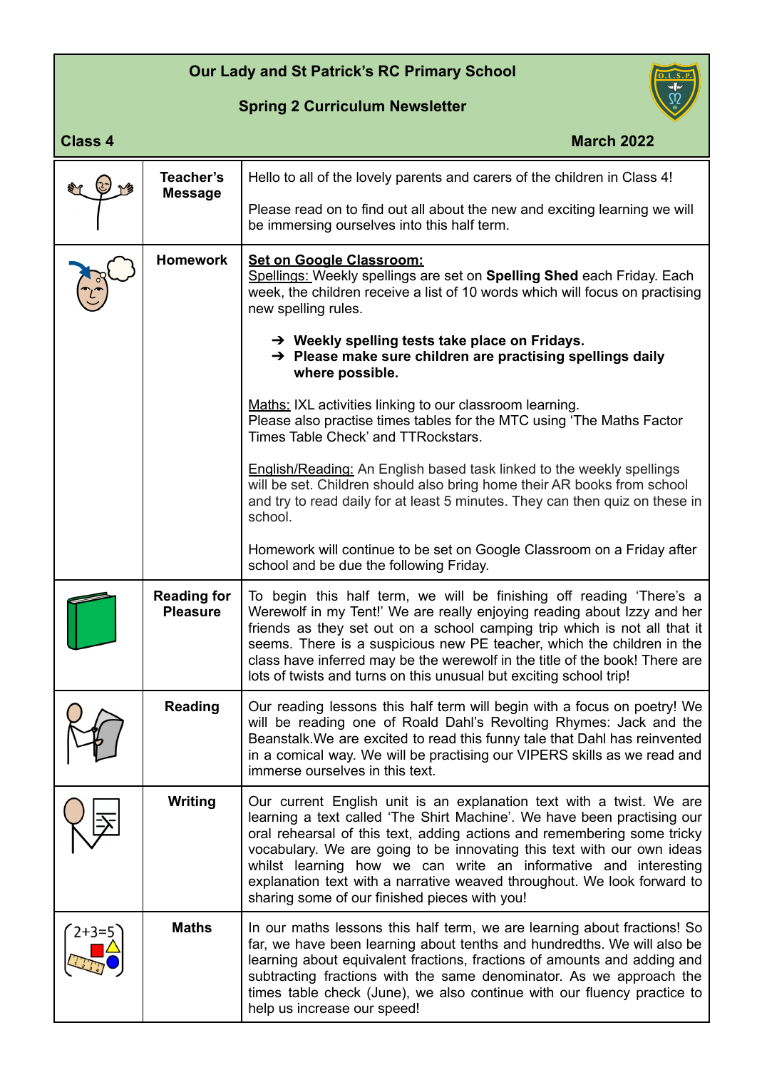# Our Lady and St Patrick's RC Primary School

## Spring 2 Curriculum Newsletter

**Class 4** **March 2022**

### Teacher's Message

Hello to all of the lovely parents and carers of the children in Class 4!

Please read on to find out all about the new and exciting learning we will be immersing ourselves into this half term.

### Homework

**Set on Google Classroom:**

Spellings: Weekly spellings are set on **Spelling Shed** each Friday. Each week, the children receive a list of 10 words which will focus on practising new spelling rules.

- **Weekly spelling tests take place on Fridays.**
- **Please make sure children are practising spellings daily where possible.**

Maths: IXL activities linking to our classroom learning.
Please also practise times tables for the MTC using 'The Maths Factor Times Table Check' and TTRockstars.

English/Reading: An English based task linked to the weekly spellings will be set. Children should also bring home their AR books from school and try to read daily for at least 5 minutes. They can then quiz on these in school.

Homework will continue to be set on Google Classroom on a Friday after school and be due the following Friday.

### Reading for Pleasure

To begin this half term, we will be finishing off reading 'There's a Werewolf in my Tent!' We are really enjoying reading about Izzy and her friends as they set out on a school camping trip which is not all that it seems. There is a suspicious new PE teacher, which the children in the class have inferred may be the werewolf in the title of the book! There are lots of twists and turns on this unusual but exciting school trip!

### Reading

Our reading lessons this half term will begin with a focus on poetry! We will be reading one of Roald Dahl's Revolting Rhymes: Jack and the Beanstalk.We are excited to read this funny tale that Dahl has reinvented in a comical way. We will be practising our VIPERS skills as we read and immerse ourselves in this text.

### Writing

Our current English unit is an explanation text with a twist. We are learning a text called 'The Shirt Machine'. We have been practising our oral rehearsal of this text, adding actions and remembering some tricky vocabulary. We are going to be innovating this text with our own ideas whilst learning how we can write an informative and interesting explanation text with a narrative weaved throughout. We look forward to sharing some of our finished pieces with you!

### Maths

In our maths lessons this half term, we are learning about fractions! So far, we have been learning about tenths and hundredths. We will also be learning about equivalent fractions, fractions of amounts and adding and subtracting fractions with the same denominator. As we approach the times table check (June), we also continue with our fluency practice to help us increase our speed!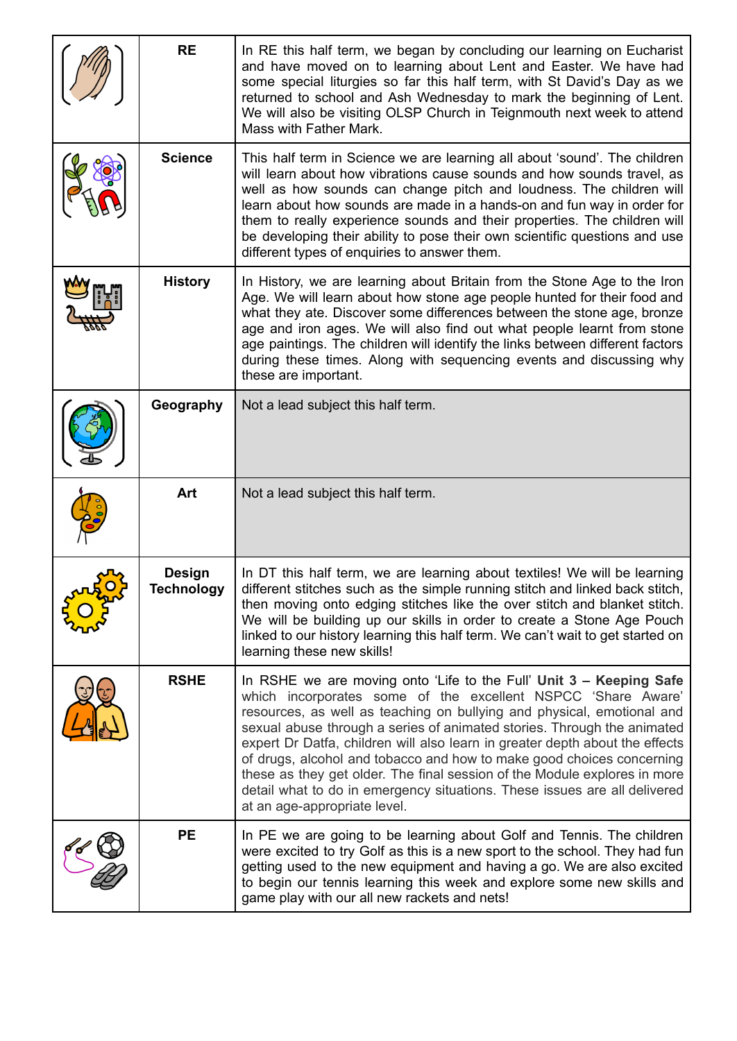| | | |
|---|---|---|
| | **RE** | In RE this half term, we began by concluding our learning on Eucharist and have moved on to learning about Lent and Easter. We have had some special liturgies so far this half term, with St David's Day as we returned to school and Ash Wednesday to mark the beginning of Lent. We will also be visiting OLSP Church in Teignmouth next week to attend Mass with Father Mark. |
| | **Science** | This half term in Science we are learning all about 'sound'. The children will learn about how vibrations cause sounds and how sounds travel, as well as how sounds can change pitch and loudness. The children will learn about how sounds are made in a hands-on and fun way in order for them to really experience sounds and their properties. The children will be developing their ability to pose their own scientific questions and use different types of enquiries to answer them. |
| | **History** | In History, we are learning about Britain from the Stone Age to the Iron Age. We will learn about how stone age people hunted for their food and what they ate. Discover some differences between the stone age, bronze age and iron ages. We will also find out what people learnt from stone age paintings. The children will identify the links between different factors during these times. Along with sequencing events and discussing why these are important. |
| | **Geography** | Not a lead subject this half term. |
| | **Art** | Not a lead subject this half term. |
| | **Design Technology** | In DT this half term, we are learning about textiles! We will be learning different stitches such as the simple running stitch and linked back stitch, then moving onto edging stitches like the over stitch and blanket stitch. We will be building up our skills in order to create a Stone Age Pouch linked to our history learning this half term. We can't wait to get started on learning these new skills! |
| | **RSHE** | In RSHE we are moving onto 'Life to the Full' **Unit 3 – Keeping Safe** which incorporates some of the excellent NSPCC 'Share Aware' resources, as well as teaching on bullying and physical, emotional and sexual abuse through a series of animated stories. Through the animated expert Dr Datfa, children will also learn in greater depth about the effects of drugs, alcohol and tobacco and how to make good choices concerning these as they get older. The final session of the Module explores in more detail what to do in emergency situations. These issues are all delivered at an age-appropriate level. |
| | **PE** | In PE we are going to be learning about Golf and Tennis. The children were excited to try Golf as this is a new sport to the school. They had fun getting used to the new equipment and having a go. We are also excited to begin our tennis learning this week and explore some new skills and game play with our all new rackets and nets! |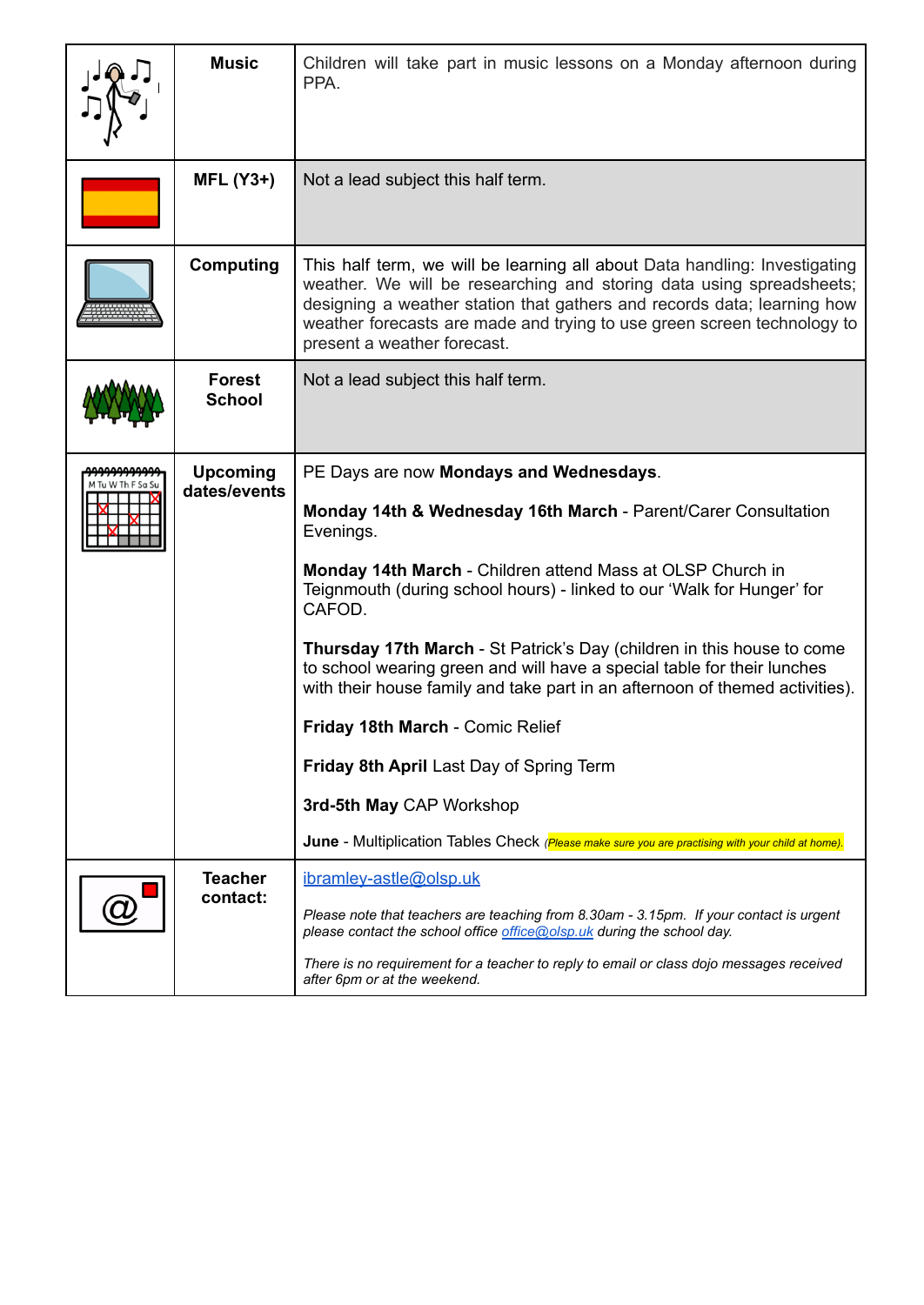| | | |
|---|---|---|
| | **Music** | Children will take part in music lessons on a Monday afternoon during PPA. |
| | **MFL (Y3+)** | Not a lead subject this half term. |
| | **Computing** | This half term, we will be learning all about Data handling: Investigating weather. We will be researching and storing data using spreadsheets; designing a weather station that gathers and records data; learning how weather forecasts are made and trying to use green screen technology to present a weather forecast. |
| | **Forest School** | Not a lead subject this half term. |
| | **Upcoming dates/events** | PE Days are now **Mondays and Wednesdays**.<br><br>**Monday 14th & Wednesday 16th March** - Parent/Carer Consultation Evenings.<br><br>**Monday 14th March** - Children attend Mass at OLSP Church in Teignmouth (during school hours) - linked to our 'Walk for Hunger' for CAFOD.<br><br>**Thursday 17th March** - St Patrick's Day (children in this house to come to school wearing green and will have a special table for their lunches with their house family and take part in an afternoon of themed activities).<br><br>**Friday 18th March** - Comic Relief<br><br>**Friday 8th April** Last Day of Spring Term<br><br>**3rd-5th May** CAP Workshop<br><br>**June** - Multiplication Tables Check *(Please make sure you are practising with your child at home).* |
| | **Teacher contact:** | ibramley-astle@olsp.uk<br><br>*Please note that teachers are teaching from 8.30am - 3.15pm. If your contact is urgent please contact the school office office@olsp.uk during the school day.*<br><br>*There is no requirement for a teacher to reply to email or class dojo messages received after 6pm or at the weekend.* |